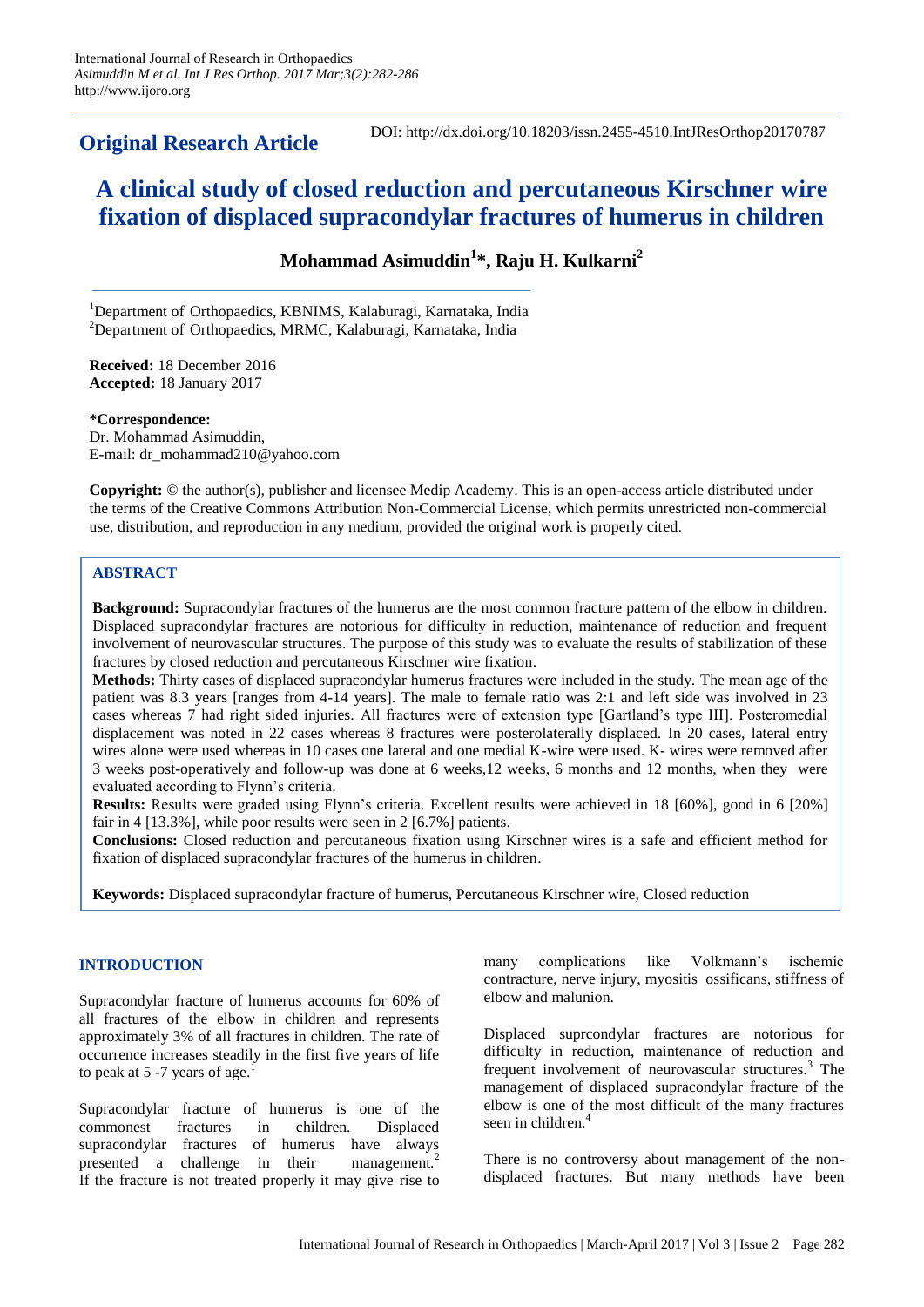International Journal of Research in Orthopaedics
*Asimuddin M et al. Int J Res Orthop. 2017 Mar;3(2):282-286*
http://www.ijoro.org

**Original Research Article**

DOI: http://dx.doi.org/10.18203/issn.2455-4510.IntJResOrthop20170787

# A clinical study of closed reduction and percutaneous Kirschner wire fixation of displaced supracondylar fractures of humerus in children

**Mohammad Asimuddin[1]*, Raju H. Kulkarni[2]**

[1]Department of Orthopaedics, KBNIMS, Kalaburagi, Karnataka, India
[2]Department of Orthopaedics, MRMC, Kalaburagi, Karnataka, India

**Received:** 18 December 2016
**Accepted:** 18 January 2017

**\*Correspondence:**
Dr. Mohammad Asimuddin,
E-mail: dr_mohammad210@yahoo.com

**Copyright:** © the author(s), publisher and licensee Medip Academy. This is an open-access article distributed under the terms of the Creative Commons Attribution Non-Commercial License, which permits unrestricted non-commercial use, distribution, and reproduction in any medium, provided the original work is properly cited.

## ABSTRACT

**Background:** Supracondylar fractures of the humerus are the most common fracture pattern of the elbow in children. Displaced supracondylar fractures are notorious for difficulty in reduction, maintenance of reduction and frequent involvement of neurovascular structures. The purpose of this study was to evaluate the results of stabilization of these fractures by closed reduction and percutaneous Kirschner wire fixation.

**Methods:** Thirty cases of displaced supracondylar humerus fractures were included in the study. The mean age of the patient was 8.3 years [ranges from 4-14 years]. The male to female ratio was 2:1 and left side was involved in 23 cases whereas 7 had right sided injuries. All fractures were of extension type [Gartland's type III]. Posteromedial displacement was noted in 22 cases whereas 8 fractures were posterolaterally displaced. In 20 cases, lateral entry wires alone were used whereas in 10 cases one lateral and one medial K-wire were used. K- wires were removed after 3 weeks post-operatively and follow-up was done at 6 weeks,12 weeks, 6 months and 12 months, when they were evaluated according to Flynn's criteria.

**Results:** Results were graded using Flynn's criteria. Excellent results were achieved in 18 [60%], good in 6 [20%] fair in 4 [13.3%], while poor results were seen in 2 [6.7%] patients.

**Conclusions:** Closed reduction and percutaneous fixation using Kirschner wires is a safe and efficient method for fixation of displaced supracondylar fractures of the humerus in children.

**Keywords:** Displaced supracondylar fracture of humerus, Percutaneous Kirschner wire, Closed reduction

## INTRODUCTION

Supracondylar fracture of humerus accounts for 60% of all fractures of the elbow in children and represents approximately 3% of all fractures in children. The rate of occurrence increases steadily in the first five years of life to peak at 5 -7 years of age.[1]

Supracondylar fracture of humerus is one of the commonest fractures in children. Displaced supracondylar fractures of humerus have always presented a challenge in their management.[2] If the fracture is not treated properly it may give rise to many complications like Volkmann's ischemic contracture, nerve injury, myositis ossificans, stiffness of elbow and malunion.

Displaced suprcondylar fractures are notorious for difficulty in reduction, maintenance of reduction and frequent involvement of neurovascular structures.[3] The management of displaced supracondylar fracture of the elbow is one of the most difficult of the many fractures seen in children.[4]

There is no controversy about management of the non-displaced fractures. But many methods have been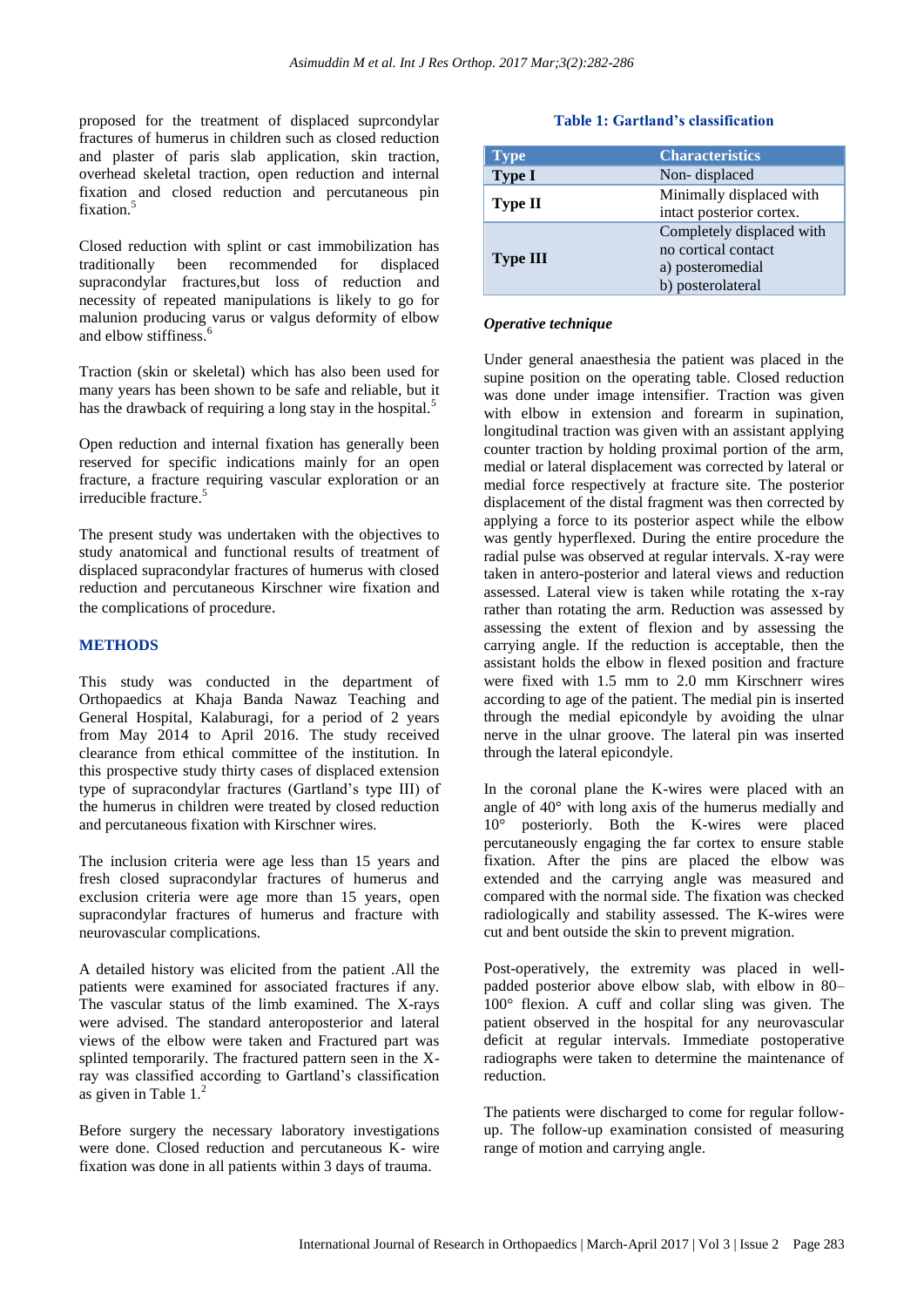proposed for the treatment of displaced suprcondylar fractures of humerus in children such as closed reduction and plaster of paris slab application, skin traction, overhead skeletal traction, open reduction and internal fixation and closed reduction and percutaneous pin fixation.[5]

Closed reduction with splint or cast immobilization has traditionally been recommended for displaced supracondylar fractures,but loss of reduction and necessity of repeated manipulations is likely to go for malunion producing varus or valgus deformity of elbow and elbow stiffiness.[6]

Traction (skin or skeletal) which has also been used for many years has been shown to be safe and reliable, but it has the drawback of requiring a long stay in the hospital.[5]

Open reduction and internal fixation has generally been reserved for specific indications mainly for an open fracture, a fracture requiring vascular exploration or an irreducible fracture.[5]

The present study was undertaken with the objectives to study anatomical and functional results of treatment of displaced supracondylar fractures of humerus with closed reduction and percutaneous Kirschner wire fixation and the complications of procedure.

## METHODS

This study was conducted in the department of Orthopaedics at Khaja Banda Nawaz Teaching and General Hospital, Kalaburagi, for a period of 2 years from May 2014 to April 2016. The study received clearance from ethical committee of the institution. In this prospective study thirty cases of displaced extension type of supracondylar fractures (Gartland's type III) of the humerus in children were treated by closed reduction and percutaneous fixation with Kirschner wires.

The inclusion criteria were age less than 15 years and fresh closed supracondylar fractures of humerus and exclusion criteria were age more than 15 years, open supracondylar fractures of humerus and fracture with neurovascular complications.

A detailed history was elicited from the patient .All the patients were examined for associated fractures if any. The vascular status of the limb examined. The X-rays were advised. The standard anteroposterior and lateral views of the elbow were taken and Fractured part was splinted temporarily. The fractured pattern seen in the X-ray was classified according to Gartland's classification as given in Table 1.[2]

Before surgery the necessary laboratory investigations were done. Closed reduction and percutaneous K- wire fixation was done in all patients within 3 days of trauma.

**Table 1: Gartland's classification**

| Type | Characteristics |
|---|---|
| **Type I** | Non- displaced |
| **Type II** | Minimally displaced with intact posterior cortex. |
| **Type III** | Completely displaced with no cortical contact<br>a) posteromedial<br>b) posterolateral |

### *Operative technique*

Under general anaesthesia the patient was placed in the supine position on the operating table. Closed reduction was done under image intensifier. Traction was given with elbow in extension and forearm in supination, longitudinal traction was given with an assistant applying counter traction by holding proximal portion of the arm, medial or lateral displacement was corrected by lateral or medial force respectively at fracture site. The posterior displacement of the distal fragment was then corrected by applying a force to its posterior aspect while the elbow was gently hyperflexed. During the entire procedure the radial pulse was observed at regular intervals. X-ray were taken in antero-posterior and lateral views and reduction assessed. Lateral view is taken while rotating the x-ray rather than rotating the arm. Reduction was assessed by assessing the extent of flexion and by assessing the carrying angle. If the reduction is acceptable, then the assistant holds the elbow in flexed position and fracture were fixed with 1.5 mm to 2.0 mm Kirschnerr wires according to age of the patient. The medial pin is inserted through the medial epicondyle by avoiding the ulnar nerve in the ulnar groove. The lateral pin was inserted through the lateral epicondyle.

In the coronal plane the K-wires were placed with an angle of 40° with long axis of the humerus medially and 10° posteriorly. Both the K-wires were placed percutaneously engaging the far cortex to ensure stable fixation. After the pins are placed the elbow was extended and the carrying angle was measured and compared with the normal side. The fixation was checked radiologically and stability assessed. The K-wires were cut and bent outside the skin to prevent migration.

Post-operatively, the extremity was placed in well-padded posterior above elbow slab, with elbow in 80–100° flexion. A cuff and collar sling was given. The patient observed in the hospital for any neurovascular deficit at regular intervals. Immediate postoperative radiographs were taken to determine the maintenance of reduction.

The patients were discharged to come for regular follow-up. The follow-up examination consisted of measuring range of motion and carrying angle.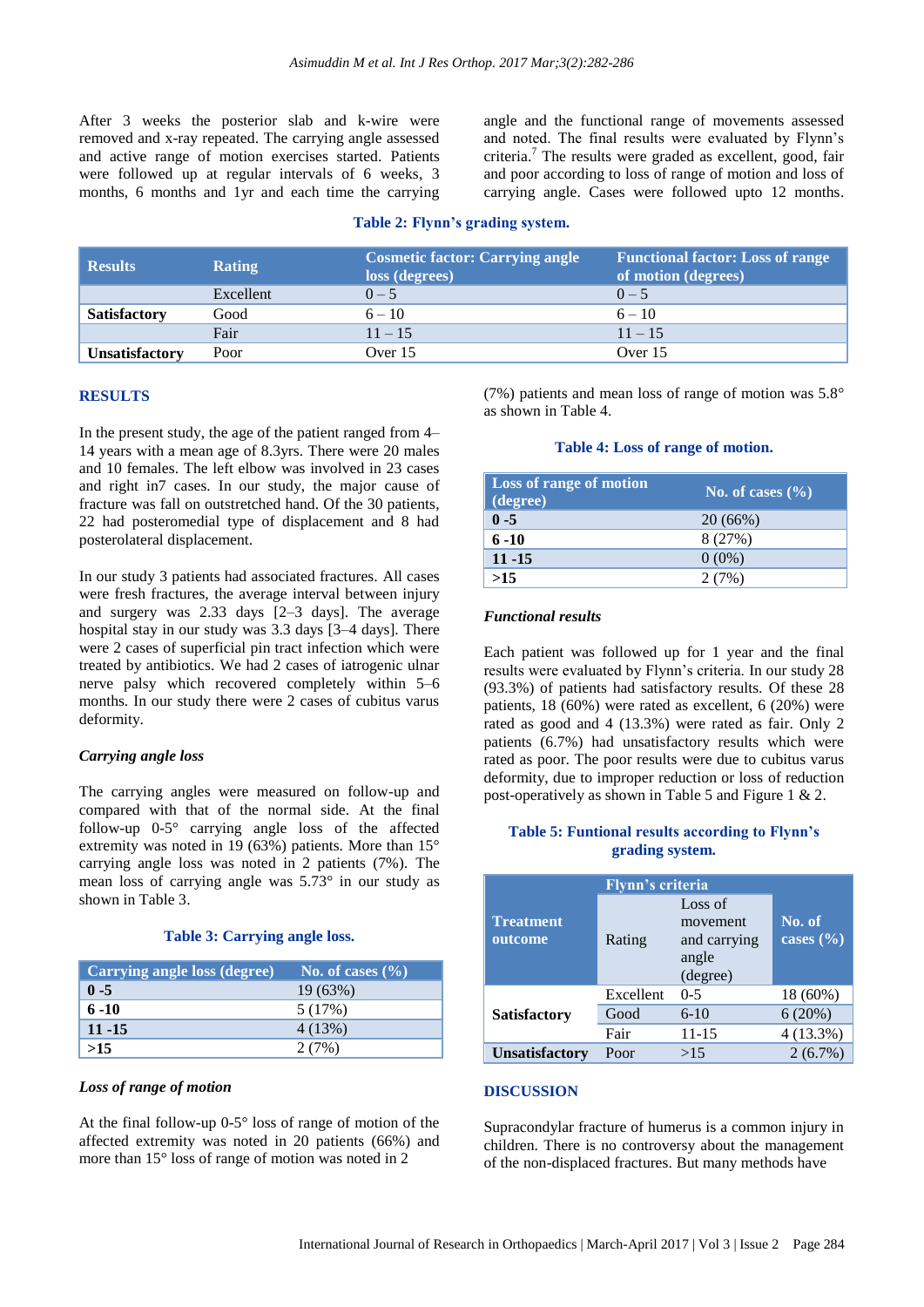After 3 weeks the posterior slab and k-wire were removed and x-ray repeated. The carrying angle assessed and active range of motion exercises started. Patients were followed up at regular intervals of 6 weeks, 3 months, 6 months and 1yr and each time the carrying angle and the functional range of movements assessed and noted. The final results were evaluated by Flynn's criteria.[7] The results were graded as excellent, good, fair and poor according to loss of range of motion and loss of carrying angle. Cases were followed upto 12 months.

**Table 2: Flynn's grading system.**

| Results | Rating | Cosmetic factor: Carrying angle loss (degrees) | Functional factor: Loss of range of motion (degrees) |
|---|---|---|---|
| | Excellent | 0 – 5 | 0 – 5 |
| **Satisfactory** | Good | 6 – 10 | 6 – 10 |
| | Fair | 11 – 15 | 11 – 15 |
| **Unsatisfactory** | Poor | Over 15 | Over 15 |

## RESULTS

In the present study, the age of the patient ranged from 4–14 years with a mean age of 8.3yrs. There were 20 males and 10 females. The left elbow was involved in 23 cases and right in7 cases. In our study, the major cause of fracture was fall on outstretched hand. Of the 30 patients, 22 had posteromedial type of displacement and 8 had posterolateral displacement.

In our study 3 patients had associated fractures. All cases were fresh fractures, the average interval between injury and surgery was 2.33 days [2–3 days]. The average hospital stay in our study was 3.3 days [3–4 days]. There were 2 cases of superficial pin tract infection which were treated by antibiotics. We had 2 cases of iatrogenic ulnar nerve palsy which recovered completely within 5–6 months. In our study there were 2 cases of cubitus varus deformity.

### *Carrying angle loss*

The carrying angles were measured on follow-up and compared with that of the normal side. At the final follow-up 0-5° carrying angle loss of the affected extremity was noted in 19 (63%) patients. More than 15° carrying angle loss was noted in 2 patients (7%). The mean loss of carrying angle was 5.73° in our study as shown in Table 3.

**Table 3: Carrying angle loss.**

| Carrying angle loss (degree) | No. of cases (%) |
|---|---|
| **0 -5** | 19 (63%) |
| **6 -10** | 5 (17%) |
| **11 -15** | 4 (13%) |
| **>15** | 2 (7%) |

### *Loss of range of motion*

At the final follow-up 0-5° loss of range of motion of the affected extremity was noted in 20 patients (66%) and more than 15° loss of range of motion was noted in 2 (7%) patients and mean loss of range of motion was 5.8° as shown in Table 4.

**Table 4: Loss of range of motion.**

| Loss of range of motion (degree) | No. of cases (%) |
|---|---|
| **0 -5** | 20 (66%) |
| **6 -10** | 8 (27%) |
| **11 -15** | 0 (0%) |
| **>15** | 2 (7%) |

### *Functional results*

Each patient was followed up for 1 year and the final results were evaluated by Flynn's criteria. In our study 28 (93.3%) of patients had satisfactory results. Of these 28 patients, 18 (60%) were rated as excellent, 6 (20%) were rated as good and 4 (13.3%) were rated as fair. Only 2 patients (6.7%) had unsatisfactory results which were rated as poor. The poor results were due to cubitus varus deformity, due to improper reduction or loss of reduction post-operatively as shown in Table 5 and Figure 1 & 2.

**Table 5: Funtional results according to Flynn's grading system.**

| Treatment outcome | Flynn's criteria | | No. of cases (%) |
|---|---|---|---|
| | Rating | Loss of movement and carrying angle (degree) | |
| **Satisfactory** | Excellent | 0-5 | 18 (60%) |
| | Good | 6-10 | 6 (20%) |
| | Fair | 11-15 | 4 (13.3%) |
| **Unsatisfactory** | Poor | >15 | 2 (6.7%) |

## DISCUSSION

Supracondylar fracture of humerus is a common injury in children. There is no controversy about the management of the non-displaced fractures. But many methods have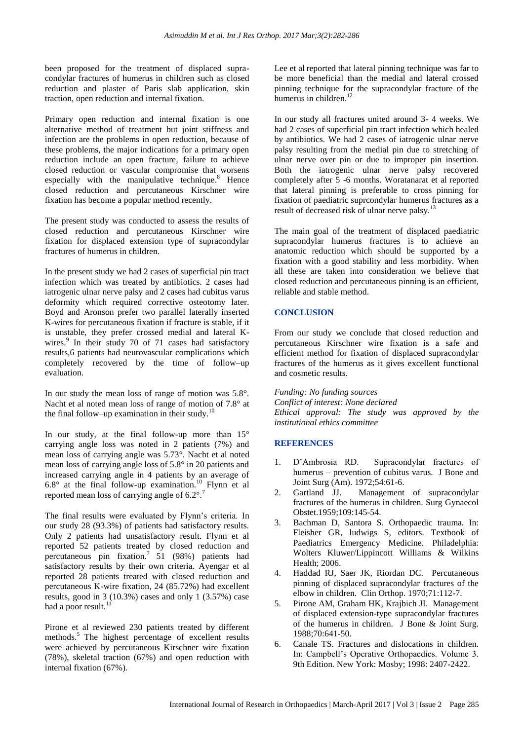been proposed for the treatment of displaced supracondylar fractures of humerus in children such as closed reduction and plaster of Paris slab application, skin traction, open reduction and internal fixation.

Primary open reduction and internal fixation is one alternative method of treatment but joint stiffness and infection are the problems in open reduction, because of these problems, the major indications for a primary open reduction include an open fracture, failure to achieve closed reduction or vascular compromise that worsens especially with the manipulative technique.[8] Hence closed reduction and percutaneous Kirschner wire fixation has become a popular method recently.

The present study was conducted to assess the results of closed reduction and percutaneous Kirschner wire fixation for displaced extension type of supracondylar fractures of humerus in children.

In the present study we had 2 cases of superficial pin tract infection which was treated by antibiotics. 2 cases had iatrogenic ulnar nerve palsy and 2 cases had cubitus varus deformity which required corrective osteotomy later. Boyd and Aronson prefer two parallel laterally inserted K-wires for percutaneous fixation if fracture is stable, if it is unstable, they prefer crossed medial and lateral K-wires.[9] In their study 70 of 71 cases had satisfactory results,6 patients had neurovascular complications which completely recovered by the time of follow–up evaluation.

In our study the mean loss of range of motion was 5.8°. Nacht et al noted mean loss of range of motion of 7.8° at the final follow–up examination in their study.[10]

In our study, at the final follow-up more than 15° carrying angle loss was noted in 2 patients (7%) and mean loss of carrying angle was 5.73°. Nacht et al noted mean loss of carrying angle loss of 5.8° in 20 patients and increased carrying angle in 4 patients by an average of 6.8° at the final follow-up examination.[10] Flynn et al reported mean loss of carrying angle of 6.2°.[7]

The final results were evaluated by Flynn's criteria. In our study 28 (93.3%) of patients had satisfactory results. Only 2 patients had unsatisfactory result. Flynn et al reported 52 patients treated by closed reduction and percutaneous pin fixation.[7] 51 (98%) patients had satisfactory results by their own criteria. Ayengar et al reported 28 patients treated with closed reduction and percutaneous K-wire fixation, 24 (85.72%) had excellent results, good in 3 (10.3%) cases and only 1 (3.57%) case had a poor result.[11]

Pirone et al reviewed 230 patients treated by different methods.[5] The highest percentage of excellent results were achieved by percutaneous Kirschner wire fixation (78%), skeletal traction (67%) and open reduction with internal fixation (67%).

Lee et al reported that lateral pinning technique was far to be more beneficial than the medial and lateral crossed pinning technique for the supracondylar fracture of the humerus in children.[12]

In our study all fractures united around 3- 4 weeks. We had 2 cases of superficial pin tract infection which healed by antibiotics. We had 2 cases of iatrogenic ulnar nerve palsy resulting from the medial pin due to stretching of ulnar nerve over pin or due to improper pin insertion. Both the iatrogenic ulnar nerve palsy recovered completely after 5 -6 months. Woratanarat et al reported that lateral pinning is preferable to cross pinning for fixation of paediatric suprcondylar humerus fractures as a result of decreased risk of ulnar nerve palsy.[13]

The main goal of the treatment of displaced paediatric supracondylar humerus fractures is to achieve an anatomic reduction which should be supported by a fixation with a good stability and less morbidity. When all these are taken into consideration we believe that closed reduction and percutaneous pinning is an efficient, reliable and stable method.

## CONCLUSION

From our study we conclude that closed reduction and percutaneous Kirschner wire fixation is a safe and efficient method for fixation of displaced supracondylar fractures of the humerus as it gives excellent functional and cosmetic results.

*Funding: No funding sources*
*Conflict of interest: None declared*
*Ethical approval: The study was approved by the institutional ethics committee*

## REFERENCES

1. D'Ambrosia RD. Supracondylar fractures of humerus – prevention of cubitus varus. J Bone and Joint Surg (Am). 1972;54:61-6.
2. Gartland JJ. Management of supracondylar fractures of the humerus in children. Surg Gynaecol Obstet.1959;109:145-54.
3. Bachman D, Santora S. Orthopaedic trauma. In: Fleisher GR, ludwigs S, editors. Textbook of Paediatrics Emergency Medicine. Philadelphia: Wolters Kluwer/Lippincott Williams & Wilkins Health; 2006.
4. Haddad RJ, Saer JK, Riordan DC. Percutaneous pinning of displaced supracondylar fractures of the elbow in children. Clin Orthop. 1970;71:112-7.
5. Pirone AM, Graham HK, Krajbich JI. Management of displaced extension-type supracondylar fractures of the humerus in children. J Bone & Joint Surg. 1988;70:641-50.
6. Canale TS. Fractures and dislocations in children. In: Campbell's Operative Orthopaedics. Volume 3. 9th Edition. New York: Mosby; 1998: 2407-2422.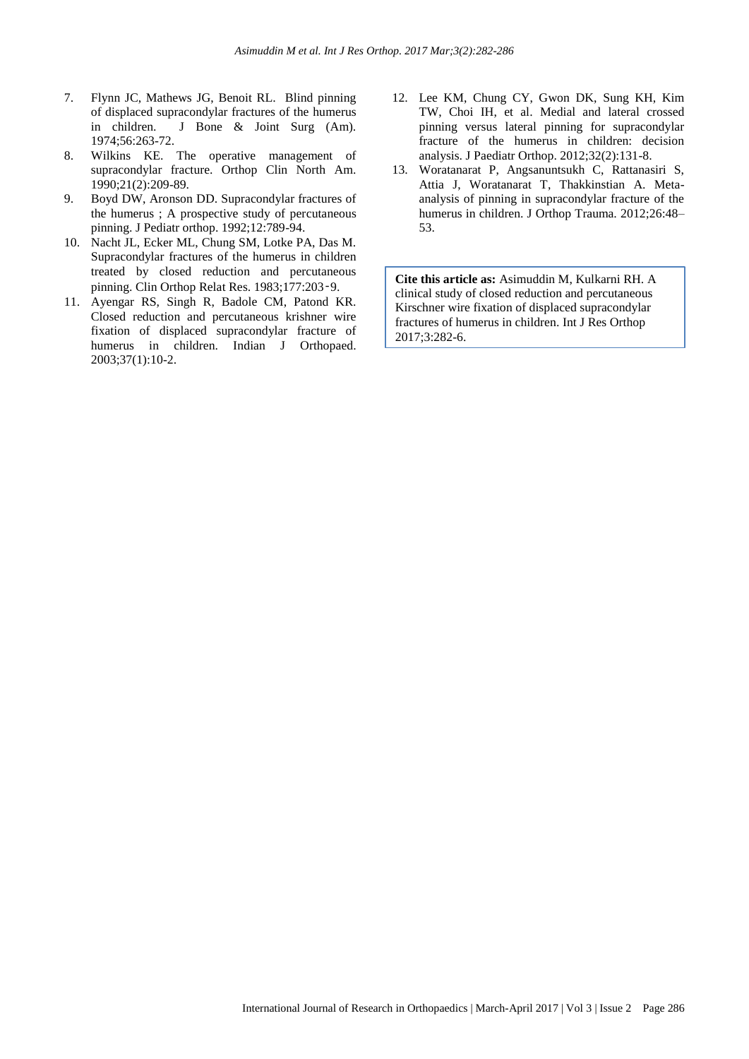7. Flynn JC, Mathews JG, Benoit RL. Blind pinning of displaced supracondylar fractures of the humerus in children. J Bone & Joint Surg (Am). 1974;56:263-72.
8. Wilkins KE. The operative management of supracondylar fracture. Orthop Clin North Am. 1990;21(2):209-89.
9. Boyd DW, Aronson DD. Supracondylar fractures of the humerus ; A prospective study of percutaneous pinning. J Pediatr orthop. 1992;12:789-94.
10. Nacht JL, Ecker ML, Chung SM, Lotke PA, Das M. Supracondylar fractures of the humerus in children treated by closed reduction and percutaneous pinning. Clin Orthop Relat Res. 1983;177:203‑9.
11. Ayengar RS, Singh R, Badole CM, Patond KR. Closed reduction and percutaneous krishner wire fixation of displaced supracondylar fracture of humerus in children. Indian J Orthopaed. 2003;37(1):10-2.
12. Lee KM, Chung CY, Gwon DK, Sung KH, Kim TW, Choi IH, et al. Medial and lateral crossed pinning versus lateral pinning for supracondylar fracture of the humerus in children: decision analysis. J Paediatr Orthop. 2012;32(2):131-8.
13. Woratanarat P, Angsanuntsukh C, Rattanasiri S, Attia J, Woratanarat T, Thakkinstian A. Meta-analysis of pinning in supracondylar fracture of the humerus in children. J Orthop Trauma. 2012;26:48–53.

**Cite this article as:** Asimuddin M, Kulkarni RH. A clinical study of closed reduction and percutaneous Kirschner wire fixation of displaced supracondylar fractures of humerus in children. Int J Res Orthop 2017;3:282-6.